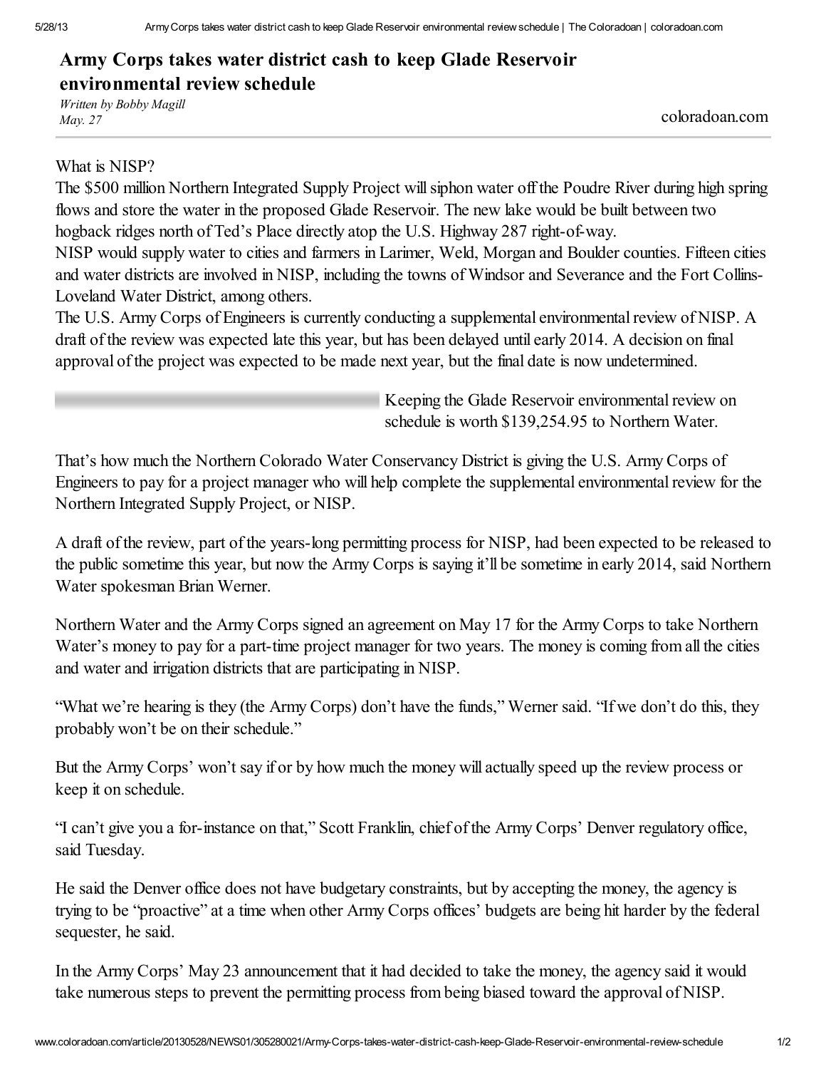# Army Corps takes water district cash to keep Glade Reservoir environmental review schedule

*Written by Bobby Magill*
*May. 27*

coloradoan.com

What is NISP?

The $500 million Northern Integrated Supply Project will siphon water off the Poudre River during high spring flows and store the water in the proposed Glade Reservoir. The new lake would be built between two hogback ridges north of Ted's Place directly atop the U.S. Highway 287 right-of-way.

NISP would supply water to cities and farmers in Larimer, Weld, Morgan and Boulder counties. Fifteen cities and water districts are involved in NISP, including the towns of Windsor and Severance and the Fort Collins-Loveland Water District, among others.

The U.S. Army Corps of Engineers is currently conducting a supplemental environmental review of NISP. A draft of the review was expected late this year, but has been delayed until early 2014. A decision on final approval of the project was expected to be made next year, but the final date is now undetermined.

Keeping the Glade Reservoir environmental review on schedule is worth $139,254.95 to Northern Water.

That's how much the Northern Colorado Water Conservancy District is giving the U.S. Army Corps of Engineers to pay for a project manager who will help complete the supplemental environmental review for the Northern Integrated Supply Project, or NISP.

A draft of the review, part of the years-long permitting process for NISP, had been expected to be released to the public sometime this year, but now the Army Corps is saying it'll be sometime in early 2014, said Northern Water spokesman Brian Werner.

Northern Water and the Army Corps signed an agreement on May 17 for the Army Corps to take Northern Water's money to pay for a part-time project manager for two years. The money is coming from all the cities and water and irrigation districts that are participating in NISP.

"What we're hearing is they (the Army Corps) don't have the funds," Werner said. "If we don't do this, they probably won't be on their schedule."

But the Army Corps' won't say if or by how much the money will actually speed up the review process or keep it on schedule.

"I can't give you a for-instance on that," Scott Franklin, chief of the Army Corps' Denver regulatory office, said Tuesday.

He said the Denver office does not have budgetary constraints, but by accepting the money, the agency is trying to be "proactive" at a time when other Army Corps offices' budgets are being hit harder by the federal sequester, he said.

In the Army Corps' May 23 announcement that it had decided to take the money, the agency said it would take numerous steps to prevent the permitting process from being biased toward the approval of NISP.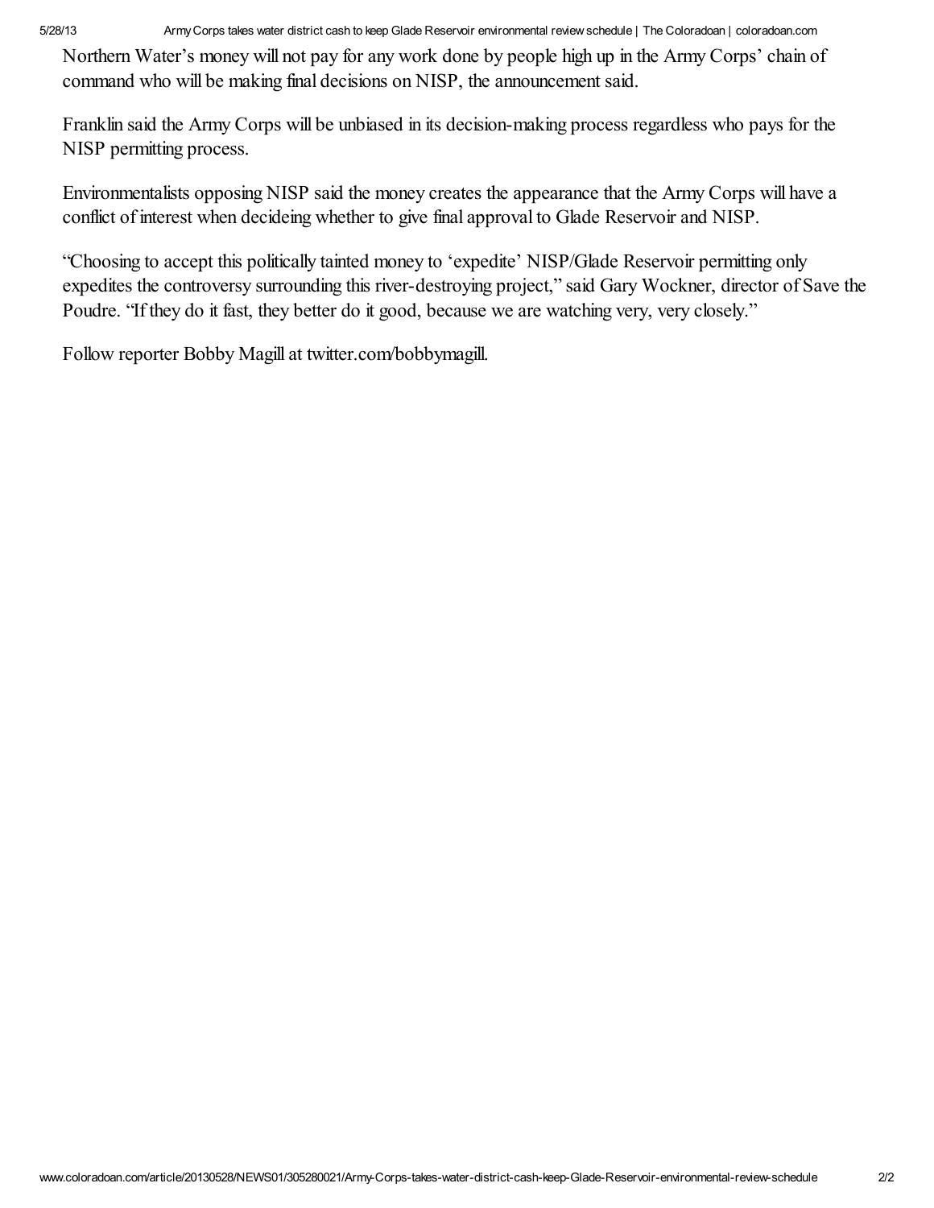Northern Water's money will not pay for any work done by people high up in the Army Corps' chain of command who will be making final decisions on NISP, the announcement said.

Franklin said the Army Corps will be unbiased in its decision-making process regardless who pays for the NISP permitting process.

Environmentalists opposing NISP said the money creates the appearance that the Army Corps will have a conflict of interest when decideing whether to give final approval to Glade Reservoir and NISP.

"Choosing to accept this politically tainted money to 'expedite' NISP/Glade Reservoir permitting only expedites the controversy surrounding this river-destroying project," said Gary Wockner, director of Save the Poudre. "If they do it fast, they better do it good, because we are watching very, very closely."

Follow reporter Bobby Magill at twitter.com/bobbymagill.